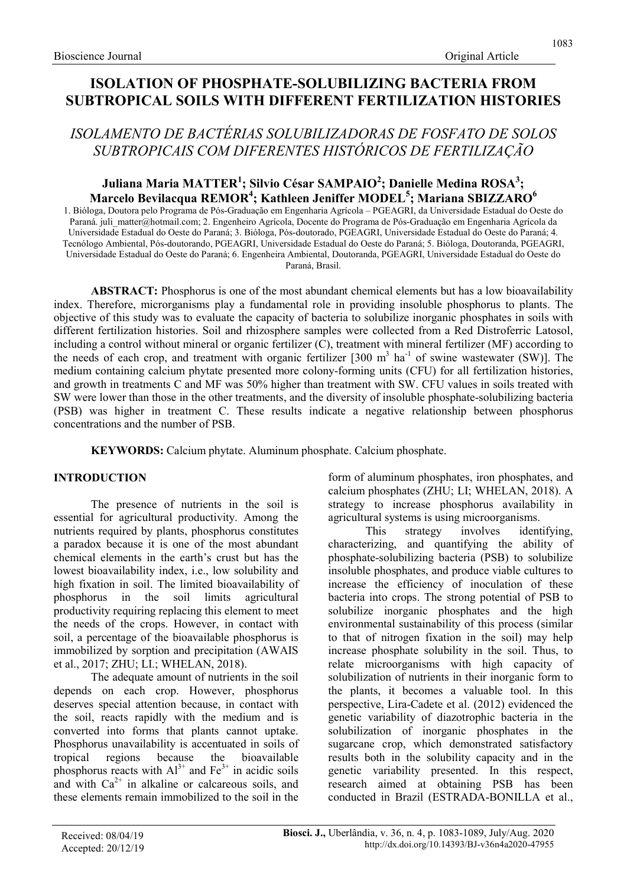# ISOLATION OF PHOSPHATE-SOLUBILIZING BACTERIA FROM SUBTROPICAL SOILS WITH DIFFERENT FERTILIZATION HISTORIES

## *ISOLAMENTO DE BACTÉRIAS SOLUBILIZADORAS DE FOSFATO DE SOLOS SUBTROPICAIS COM DIFERENTES HISTÓRICOS DE FERTILIZAÇÃO*

**Juliana Maria MATTER[1]; Silvio César SAMPAIO[2]; Danielle Medina ROSA[3]; Marcelo Bevilacqua REMOR[4]; Kathleen Jeniffer MODEL[5]; Mariana SBIZZARO[6]**

1. Bióloga, Doutora pelo Programa de Pós-Graduação em Engenharia Agrícola – PGEAGRI, da Universidade Estadual do Oeste do Paraná. juli_matter@hotmail.com; 2. Engenheiro Agrícola, Docente do Programa de Pós-Graduação em Engenharia Agrícola da Universidade Estadual do Oeste do Paraná; 3. Bióloga, Pós-doutorado, PGEAGRI, Universidade Estadual do Oeste do Paraná; 4. Tecnólogo Ambiental, Pós-doutorando, PGEAGRI, Universidade Estadual do Oeste do Paraná; 5. Bióloga, Doutoranda, PGEAGRI, Universidade Estadual do Oeste do Paraná; 6. Engenheira Ambiental, Doutoranda, PGEAGRI, Universidade Estadual do Oeste do Paraná, Brasil.

**ABSTRACT:** Phosphorus is one of the most abundant chemical elements but has a low bioavailability index. Therefore, microrganisms play a fundamental role in providing insoluble phosphorus to plants. The objective of this study was to evaluate the capacity of bacteria to solubilize inorganic phosphates in soils with different fertilization histories. Soil and rhizosphere samples were collected from a Red Distroferric Latosol, including a control without mineral or organic fertilizer (C), treatment with mineral fertilizer (MF) according to the needs of each crop, and treatment with organic fertilizer [300 $m^3$ $ha^{-1}$ of swine wastewater (SW)]. The medium containing calcium phytate presented more colony-forming units (CFU) for all fertilization histories, and growth in treatments C and MF was 50% higher than treatment with SW. CFU values in soils treated with SW were lower than those in the other treatments, and the diversity of insoluble phosphate-solubilizing bacteria (PSB) was higher in treatment C. These results indicate a negative relationship between phosphorus concentrations and the number of PSB.

**KEYWORDS:** Calcium phytate. Aluminum phosphate. Calcium phosphate.

## INTRODUCTION

The presence of nutrients in the soil is essential for agricultural productivity. Among the nutrients required by plants, phosphorus constitutes a paradox because it is one of the most abundant chemical elements in the earth's crust but has the lowest bioavailability index, i.e., low solubility and high fixation in soil. The limited bioavailability of phosphorus in the soil limits agricultural productivity requiring replacing this element to meet the needs of the crops. However, in contact with soil, a percentage of the bioavailable phosphorus is immobilized by sorption and precipitation (AWAIS et al., 2017; ZHU; LI.; WHELAN, 2018).

The adequate amount of nutrients in the soil depends on each crop. However, phosphorus deserves special attention because, in contact with the soil, reacts rapidly with the medium and is converted into forms that plants cannot uptake. Phosphorus unavailability is accentuated in soils of tropical regions because the bioavailable phosphorus reacts with $Al^{3+}$ and $Fe^{3+}$ in acidic soils and with $Ca^{2+}$ in alkaline or calcareous soils, and these elements remain immobilized to the soil in the form of aluminum phosphates, iron phosphates, and calcium phosphates (ZHU; LI; WHELAN, 2018). A strategy to increase phosphorus availability in agricultural systems is using microorganisms.

This strategy involves identifying, characterizing, and quantifying the ability of phosphate-solubilizing bacteria (PSB) to solubilize insoluble phosphates, and produce viable cultures to increase the efficiency of inoculation of these bacteria into crops. The strong potential of PSB to solubilize inorganic phosphates and the high environmental sustainability of this process (similar to that of nitrogen fixation in the soil) may help increase phosphate solubility in the soil. Thus, to relate microorganisms with high capacity of solubilization of nutrients in their inorganic form to the plants, it becomes a valuable tool. In this perspective, Lira-Cadete et al. (2012) evidenced the genetic variability of diazotrophic bacteria in the solubilization of inorganic phosphates in the sugarcane crop, which demonstrated satisfactory results both in the solubility capacity and in the genetic variability presented. In this respect, research aimed at obtaining PSB has been conducted in Brazil (ESTRADA-BONILLA et al.,

Received: 08/04/19
Accepted: 20/12/19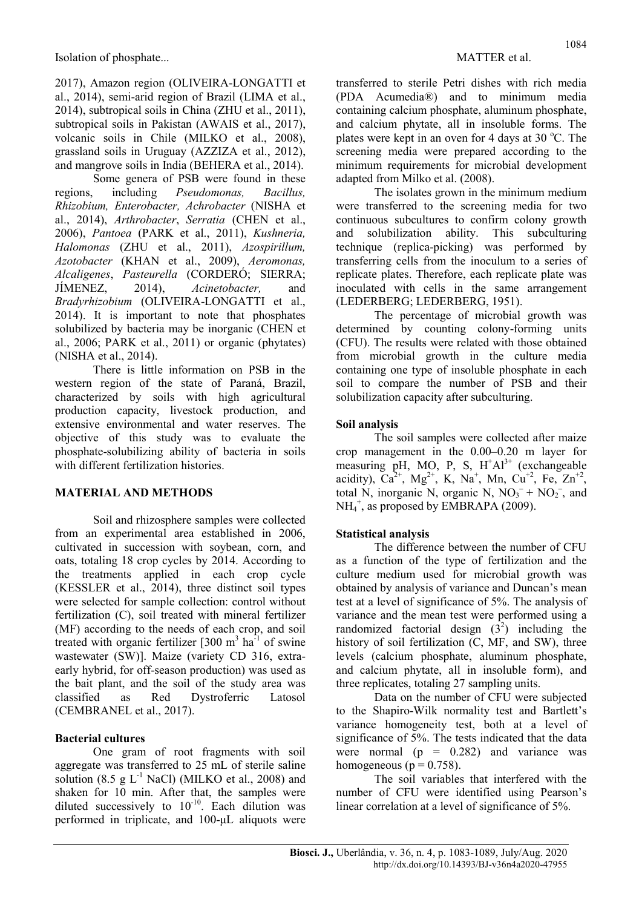2017), Amazon region (OLIVEIRA-LONGATTI et al., 2014), semi-arid region of Brazil (LIMA et al., 2014), subtropical soils in China (ZHU et al., 2011), subtropical soils in Pakistan (AWAIS et al., 2017), volcanic soils in Chile (MILKO et al., 2008), grassland soils in Uruguay (AZZIZA et al., 2012), and mangrove soils in India (BEHERA et al., 2014).

Some genera of PSB were found in these regions, including *Pseudomonas, Bacillus, Rhizobium, Enterobacter, Achrobacter* (NISHA et al., 2014), *Arthrobacter*, *Serratia* (CHEN et al., 2006), *Pantoea* (PARK et al., 2011), *Kushneria, Halomonas* (ZHU et al., 2011), *Azospirillum, Azotobacter* (KHAN et al., 2009), *Aeromonas, Alcaligenes*, *Pasteurella* (CORDERÓ; SIERRA; JÍMENEZ, 2014), *Acinetobacter,* and *Bradyrhizobium* (OLIVEIRA-LONGATTI et al., 2014). It is important to note that phosphates solubilized by bacteria may be inorganic (CHEN et al., 2006; PARK et al., 2011) or organic (phytates) (NISHA et al., 2014).

There is little information on PSB in the western region of the state of Paraná, Brazil, characterized by soils with high agricultural production capacity, livestock production, and extensive environmental and water reserves. The objective of this study was to evaluate the phosphate-solubilizing ability of bacteria in soils with different fertilization histories.

## MATERIAL AND METHODS

Soil and rhizosphere samples were collected from an experimental area established in 2006, cultivated in succession with soybean, corn, and oats, totaling 18 crop cycles by 2014. According to the treatments applied in each crop cycle (KESSLER et al., 2014), three distinct soil types were selected for sample collection: control without fertilization (C), soil treated with mineral fertilizer (MF) according to the needs of each crop, and soil treated with organic fertilizer [300 $m^3$ $ha^{-1}$ of swine wastewater (SW)]. Maize (variety CD 316, extra-early hybrid, for off-season production) was used as the bait plant, and the soil of the study area was classified as Red Dystroferric Latosol (CEMBRANEL et al., 2017).

### Bacterial cultures

One gram of root fragments with soil aggregate was transferred to 25 mL of sterile saline solution (8.5 g $L^{-1}$ NaCl) (MILKO et al., 2008) and shaken for 10 min. After that, the samples were diluted successively to $10^{-10}$. Each dilution was performed in triplicate, and 100-μL aliquots were transferred to sterile Petri dishes with rich media (PDA Acumedia®) and to minimum media containing calcium phosphate, aluminum phosphate, and calcium phytate, all in insoluble forms. The plates were kept in an oven for 4 days at 30 °C. The screening media were prepared according to the minimum requirements for microbial development adapted from Milko et al. (2008).

The isolates grown in the minimum medium were transferred to the screening media for two continuous subcultures to confirm colony growth and solubilization ability. This subculturing technique (replica-picking) was performed by transferring cells from the inoculum to a series of replicate plates. Therefore, each replicate plate was inoculated with cells in the same arrangement (LEDERBERG; LEDERBERG, 1951).

The percentage of microbial growth was determined by counting colony-forming units (CFU). The results were related with those obtained from microbial growth in the culture media containing one type of insoluble phosphate in each soil to compare the number of PSB and their solubilization capacity after subculturing.

### Soil analysis

The soil samples were collected after maize crop management in the 0.00–0.20 m layer for measuring pH, MO, P, S, $H^{+}Al^{3+}$ (exchangeable acidity), $Ca^{2+}$, $Mg^{2+}$, K, $Na^{+}$, Mn, $Cu^{+2}$, Fe, $Zn^{+2}$, total N, inorganic N, organic N, $NO_3^{-} + NO_2^{-}$, and $NH_4^{+}$, as proposed by EMBRAPA (2009).

### Statistical analysis

The difference between the number of CFU as a function of the type of fertilization and the culture medium used for microbial growth was obtained by analysis of variance and Duncan's mean test at a level of significance of 5%. The analysis of variance and the mean test were performed using a randomized factorial design ($3^2$) including the history of soil fertilization (C, MF, and SW), three levels (calcium phosphate, aluminum phosphate, and calcium phytate, all in insoluble form), and three replicates, totaling 27 sampling units.

Data on the number of CFU were subjected to the Shapiro-Wilk normality test and Bartlett's variance homogeneity test, both at a level of significance of 5%. The tests indicated that the data were normal ($p = 0.282$) and variance was homogeneous ($p = 0.758$).

The soil variables that interfered with the number of CFU were identified using Pearson's linear correlation at a level of significance of 5%.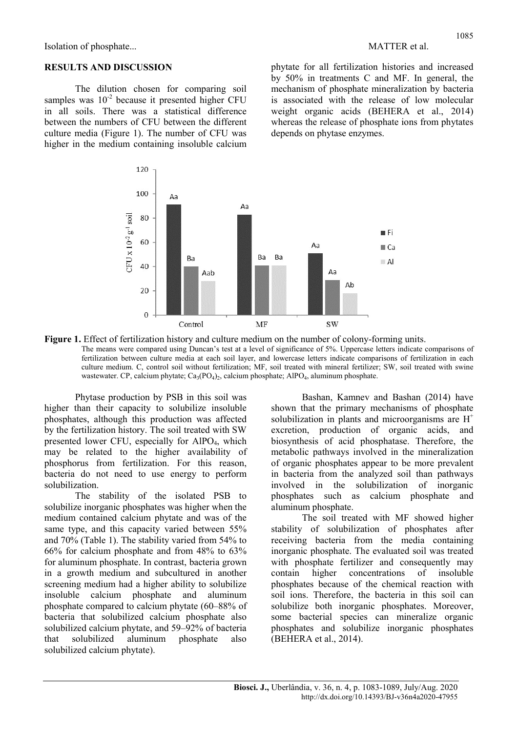## RESULTS AND DISCUSSION

The dilution chosen for comparing soil samples was $10^{-2}$ because it presented higher CFU in all soils. There was a statistical difference between the numbers of CFU between the different culture media (Figure 1). The number of CFU was higher in the medium containing insoluble calcium phytate for all fertilization histories and increased by 50% in treatments C and MF. In general, the mechanism of phosphate mineralization by bacteria is associated with the release of low molecular weight organic acids (BEHERA et al., 2014) whereas the release of phosphate ions from phytates depends on phytase enzymes.

**Figure 1.** Effect of fertilization history and culture medium on the number of colony-forming units.
The means were compared using Duncan's test at a level of significance of 5%. Uppercase letters indicate comparisons of fertilization between culture media at each soil layer, and lowercase letters indicate comparisons of fertilization in each culture medium. C, control soil without fertilization; MF, soil treated with mineral fertilizer; SW, soil treated with swine wastewater. CP, calcium phytate; $Ca_3(PO_4)_2$, calcium phosphate; $AlPO_4$, aluminum phosphate.

Phytase production by PSB in this soil was higher than their capacity to solubilize insoluble phosphates, although this production was affected by the fertilization history. The soil treated with SW presented lower CFU, especially for $AlPO_4$, which may be related to the higher availability of phosphorus from fertilization. For this reason, bacteria do not need to use energy to perform solubilization.

The stability of the isolated PSB to solubilize inorganic phosphates was higher when the medium contained calcium phytate and was of the same type, and this capacity varied between 55% and 70% (Table 1). The stability varied from 54% to 66% for calcium phosphate and from 48% to 63% for aluminum phosphate. In contrast, bacteria grown in a growth medium and subcultured in another screening medium had a higher ability to solubilize insoluble calcium phosphate and aluminum phosphate compared to calcium phytate (60–88% of bacteria that solubilized calcium phosphate also solubilized calcium phytate, and 59–92% of bacteria that solubilized aluminum phosphate also solubilized calcium phytate).

Bashan, Kamnev and Bashan (2014) have shown that the primary mechanisms of phosphate solubilization in plants and microorganisms are $H^+$ excretion, production of organic acids, and biosynthesis of acid phosphatase. Therefore, the metabolic pathways involved in the mineralization of organic phosphates appear to be more prevalent in bacteria from the analyzed soil than pathways involved in the solubilization of inorganic phosphates such as calcium phosphate and aluminum phosphate.

The soil treated with MF showed higher stability of solubilization of phosphates after receiving bacteria from the media containing inorganic phosphate. The evaluated soil was treated with phosphate fertilizer and consequently may contain higher concentrations of insoluble phosphates because of the chemical reaction with soil ions. Therefore, the bacteria in this soil can solubilize both inorganic phosphates. Moreover, some bacterial species can mineralize organic phosphates and solubilize inorganic phosphates (BEHERA et al., 2014).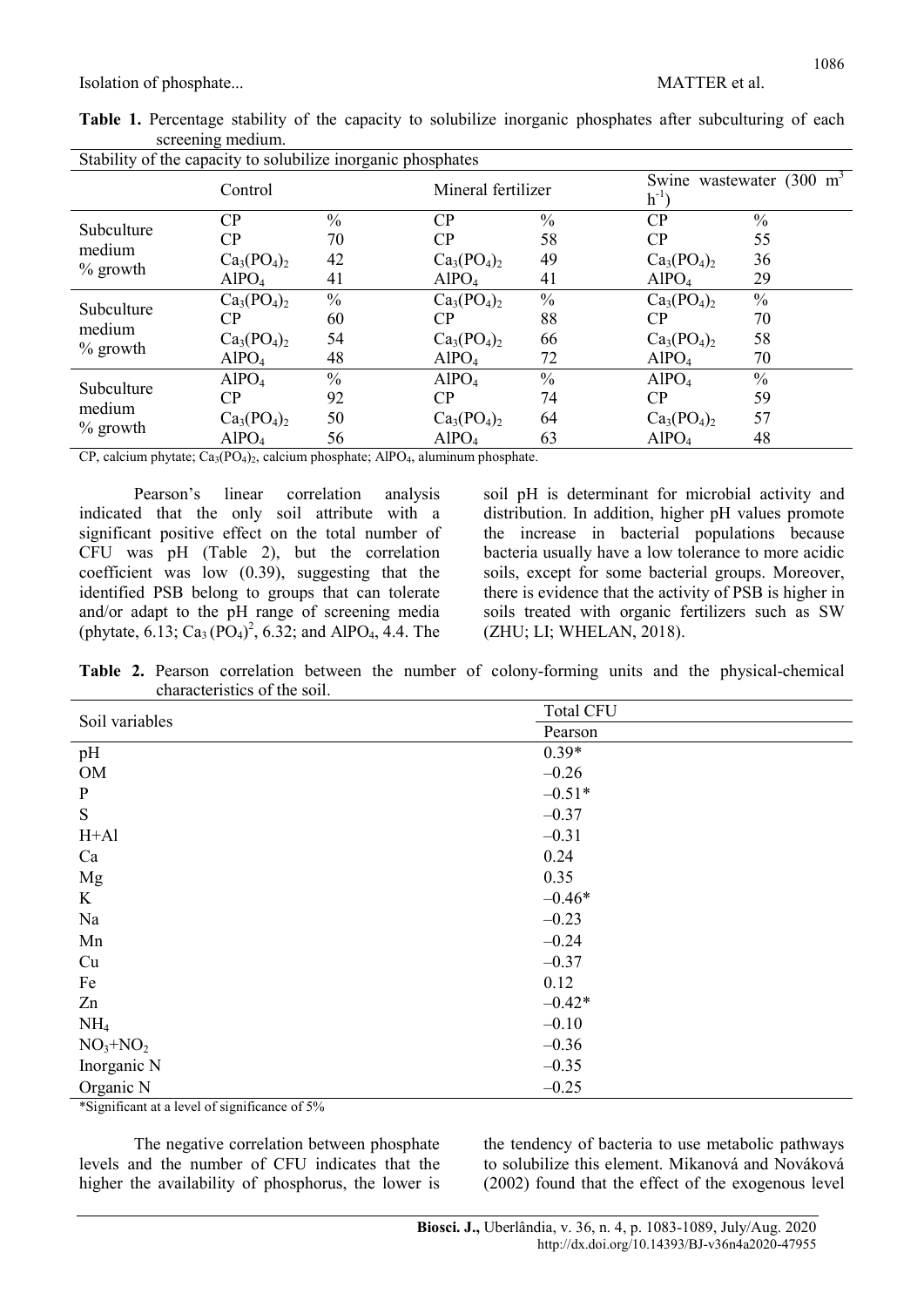**Table 1.** Percentage stability of the capacity to solubilize inorganic phosphates after subculturing of each screening medium.

| Stability of the capacity to solubilize inorganic phosphates | | | | | | |
|---|---|---|---|---|---|---|
| | Control | | Mineral fertilizer | | Swine wastewater (300 $m^3$ $h^{-1}$) | |
| Subculture medium % growth | CP | % | CP | % | CP | % |
| | CP | 70 | CP | 58 | CP | 55 |
| | $Ca_3(PO_4)_2$ | 42 | $Ca_3(PO_4)_2$ | 49 | $Ca_3(PO_4)_2$ | 36 |
| | $AlPO_4$ | 41 | $AlPO_4$ | 41 | $AlPO_4$ | 29 |
| Subculture medium % growth | $Ca_3(PO_4)_2$ | % | $Ca_3(PO_4)_2$ | % | $Ca_3(PO_4)_2$ | % |
| | CP | 60 | CP | 88 | CP | 70 |
| | $Ca_3(PO_4)_2$ | 54 | $Ca_3(PO_4)_2$ | 66 | $Ca_3(PO_4)_2$ | 58 |
| | $AlPO_4$ | 48 | $AlPO_4$ | 72 | $AlPO_4$ | 70 |
| Subculture medium % growth | $AlPO_4$ | % | $AlPO_4$ | % | $AlPO_4$ | % |
| | CP | 92 | CP | 74 | CP | 59 |
| | $Ca_3(PO_4)_2$ | 50 | $Ca_3(PO_4)_2$ | 64 | $Ca_3(PO_4)_2$ | 57 |
| | $AlPO_4$ | 56 | $AlPO_4$ | 63 | $AlPO_4$ | 48 |

CP, calcium phytate; $Ca_3(PO_4)_2$, calcium phosphate; $AlPO_4$, aluminum phosphate.

Pearson's linear correlation analysis indicated that the only soil attribute with a significant positive effect on the total number of CFU was pH (Table 2), but the correlation coefficient was low (0.39), suggesting that the identified PSB belong to groups that can tolerate and/or adapt to the pH range of screening media (phytate, 6.13; $Ca_3(PO_4)^2$, 6.32; and $AlPO_4$, 4.4. The soil pH is determinant for microbial activity and distribution. In addition, higher pH values promote the increase in bacterial populations because bacteria usually have a low tolerance to more acidic soils, except for some bacterial groups. Moreover, there is evidence that the activity of PSB is higher in soils treated with organic fertilizers such as SW (ZHU; LI; WHELAN, 2018).

**Table 2.** Pearson correlation between the number of colony-forming units and the physical-chemical characteristics of the soil.

| Soil variables | Total CFU |
|---|---|
| | Pearson |
| pH | 0.39* |
| OM | –0.26 |
| P | –0.51* |
| S | –0.37 |
| H+Al | –0.31 |
| Ca | 0.24 |
| Mg | 0.35 |
| K | –0.46* |
| Na | –0.23 |
| Mn | –0.24 |
| Cu | –0.37 |
| Fe | 0.12 |
| Zn | –0.42* |
| $NH_4$ | –0.10 |
| $NO_3$+$NO_2$ | –0.36 |
| Inorganic N | –0.35 |
| Organic N | –0.25 |

*Significant at a level of significance of 5%

The negative correlation between phosphate levels and the number of CFU indicates that the higher the availability of phosphorus, the lower is the tendency of bacteria to use metabolic pathways to solubilize this element. Mikanová and Nováková (2002) found that the effect of the exogenous level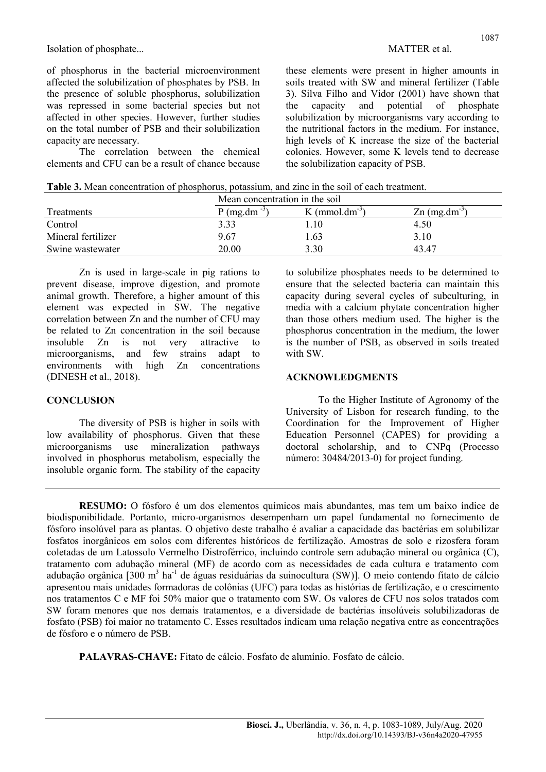of phosphorus in the bacterial microenvironment affected the solubilization of phosphates by PSB. In the presence of soluble phosphorus, solubilization was repressed in some bacterial species but not affected in other species. However, further studies on the total number of PSB and their solubilization capacity are necessary.

The correlation between the chemical elements and CFU can be a result of chance because these elements were present in higher amounts in soils treated with SW and mineral fertilizer (Table 3). Silva Filho and Vidor (2001) have shown that the capacity and potential of phosphate solubilization by microorganisms vary according to the nutritional factors in the medium. For instance, high levels of K increase the size of the bacterial colonies. However, some K levels tend to decrease the solubilization capacity of PSB.

**Table 3.** Mean concentration of phosphorus, potassium, and zinc in the soil of each treatment.

| Treatments | Mean concentration in the soil | | |
|---|---|---|---|
| | P ($mg.dm^{-3}$) | K ($mmol.dm^{-3}$) | Zn ($mg.dm^{-3}$) |
| Control | 3.33 | 1.10 | 4.50 |
| Mineral fertilizer | 9.67 | 1.63 | 3.10 |
| Swine wastewater | 20.00 | 3.30 | 43.47 |

Zn is used in large-scale in pig rations to prevent disease, improve digestion, and promote animal growth. Therefore, a higher amount of this element was expected in SW. The negative correlation between Zn and the number of CFU may be related to Zn concentration in the soil because insoluble Zn is not very attractive to microorganisms, and few strains adapt to environments with high Zn concentrations (DINESH et al., 2018).

## CONCLUSION

The diversity of PSB is higher in soils with low availability of phosphorus. Given that these microorganisms use mineralization pathways involved in phosphorus metabolism, especially the insoluble organic form. The stability of the capacity to solubilize phosphates needs to be determined to ensure that the selected bacteria can maintain this capacity during several cycles of subculturing, in media with a calcium phytate concentration higher than those others medium used. The higher is the phosphorus concentration in the medium, the lower is the number of PSB, as observed in soils treated with SW.

## ACKNOWLEDGMENTS

To the Higher Institute of Agronomy of the University of Lisbon for research funding, to the Coordination for the Improvement of Higher Education Personnel (CAPES) for providing a doctoral scholarship, and to CNPq (Processo número: 30484/2013-0) for project funding.

---

**RESUMO:** O fósforo é um dos elementos químicos mais abundantes, mas tem um baixo índice de biodisponibilidade. Portanto, micro-organismos desempenham um papel fundamental no fornecimento de fósforo insolúvel para as plantas. O objetivo deste trabalho é avaliar a capacidade das bactérias em solubilizar fosfatos inorgânicos em solos com diferentes históricos de fertilização. Amostras de solo e rizosfera foram coletadas de um Latossolo Vermelho Distroférrico, incluindo controle sem adubação mineral ou orgânica (C), tratamento com adubação mineral (MF) de acordo com as necessidades de cada cultura e tratamento com adubação orgânica [300 $m^3$ $ha^{-1}$ de águas residuárias da suinocultura (SW)]. O meio contendo fitato de cálcio apresentou mais unidades formadoras de colônias (UFC) para todas as histórias de fertilização, e o crescimento nos tratamentos C e MF foi 50% maior que o tratamento com SW. Os valores de CFU nos solos tratados com SW foram menores que nos demais tratamentos, e a diversidade de bactérias insolúveis solubilizadoras de fosfato (PSB) foi maior no tratamento C. Esses resultados indicam uma relação negativa entre as concentrações de fósforo e o número de PSB.

**PALAVRAS-CHAVE:** Fitato de cálcio. Fosfato de alumínio. Fosfato de cálcio.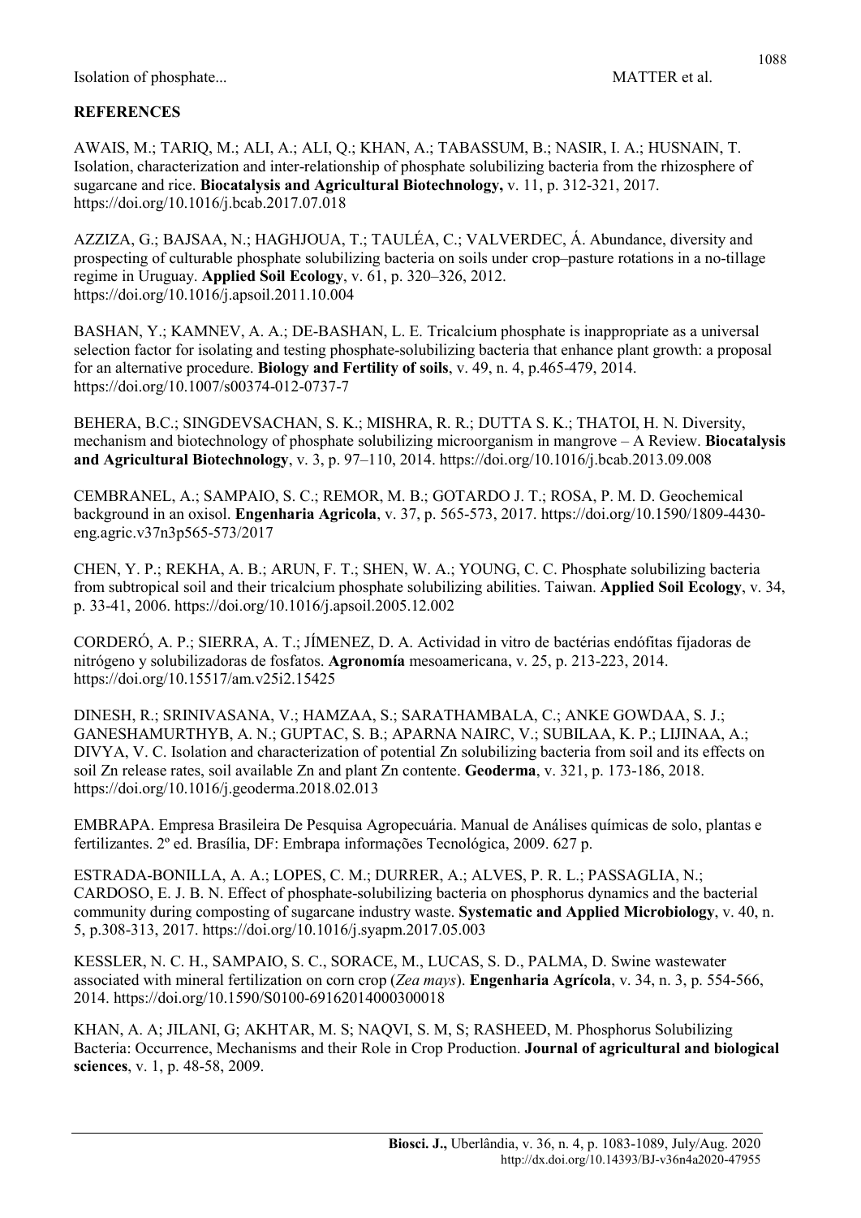## REFERENCES

AWAIS, M.; TARIQ, M.; ALI, A.; ALI, Q.; KHAN, A.; TABASSUM, B.; NASIR, I. A.; HUSNAIN, T. Isolation, characterization and inter-relationship of phosphate solubilizing bacteria from the rhizosphere of sugarcane and rice. **Biocatalysis and Agricultural Biotechnology,** v. 11, p. 312-321, 2017. https://doi.org/10.1016/j.bcab.2017.07.018

AZZIZA, G.; BAJSAA, N.; HAGHJOUA, T.; TAULÉA, C.; VALVERDEC, Á. Abundance, diversity and prospecting of culturable phosphate solubilizing bacteria on soils under crop–pasture rotations in a no-tillage regime in Uruguay. **Applied Soil Ecology**, v. 61, p. 320–326, 2012. https://doi.org/10.1016/j.apsoil.2011.10.004

BASHAN, Y.; KAMNEV, A. A.; DE-BASHAN, L. E. Tricalcium phosphate is inappropriate as a universal selection factor for isolating and testing phosphate-solubilizing bacteria that enhance plant growth: a proposal for an alternative procedure. **Biology and Fertility of soils**, v. 49, n. 4, p.465-479, 2014. https://doi.org/10.1007/s00374-012-0737-7

BEHERA, B.C.; SINGDEVSACHAN, S. K.; MISHRA, R. R.; DUTTA S. K.; THATOI, H. N. Diversity, mechanism and biotechnology of phosphate solubilizing microorganism in mangrove – A Review. **Biocatalysis and Agricultural Biotechnology**, v. 3, p. 97–110, 2014. https://doi.org/10.1016/j.bcab.2013.09.008

CEMBRANEL, A.; SAMPAIO, S. C.; REMOR, M. B.; GOTARDO J. T.; ROSA, P. M. D. Geochemical background in an oxisol. **Engenharia Agricola**, v. 37, p. 565-573, 2017. https://doi.org/10.1590/1809-4430-eng.agric.v37n3p565-573/2017

CHEN, Y. P.; REKHA, A. B.; ARUN, F. T.; SHEN, W. A.; YOUNG, C. C. Phosphate solubilizing bacteria from subtropical soil and their tricalcium phosphate solubilizing abilities. Taiwan. **Applied Soil Ecology**, v. 34, p. 33-41, 2006. https://doi.org/10.1016/j.apsoil.2005.12.002

CORDERÓ, A. P.; SIERRA, A. T.; JÍMENEZ, D. A. Actividad in vitro de bactérias endófitas fijadoras de nitrógeno y solubilizadoras de fosfatos. **Agronomía** mesoamericana, v. 25, p. 213-223, 2014. https://doi.org/10.15517/am.v25i2.15425

DINESH, R.; SRINIVASANA, V.; HAMZAA, S.; SARATHAMBALA, C.; ANKE GOWDAA, S. J.; GANESHAMURTHYB, A. N.; GUPTAC, S. B.; APARNA NAIRC, V.; SUBILAA, K. P.; LIJINAA, A.; DIVYA, V. C. Isolation and characterization of potential Zn solubilizing bacteria from soil and its effects on soil Zn release rates, soil available Zn and plant Zn contente. **Geoderma**, v. 321, p. 173-186, 2018. https://doi.org/10.1016/j.geoderma.2018.02.013

EMBRAPA. Empresa Brasileira De Pesquisa Agropecuária. Manual de Análises químicas de solo, plantas e fertilizantes. 2º ed. Brasília, DF: Embrapa informações Tecnológica, 2009. 627 p.

ESTRADA-BONILLA, A. A.; LOPES, C. M.; DURRER, A.; ALVES, P. R. L.; PASSAGLIA, N.; CARDOSO, E. J. B. N. Effect of phosphate-solubilizing bacteria on phosphorus dynamics and the bacterial community during composting of sugarcane industry waste. **Systematic and Applied Microbiology**, v. 40, n. 5, p.308-313, 2017. https://doi.org/10.1016/j.syapm.2017.05.003

KESSLER, N. C. H., SAMPAIO, S. C., SORACE, M., LUCAS, S. D., PALMA, D. Swine wastewater associated with mineral fertilization on corn crop (*Zea mays*). **Engenharia Agrícola**, v. 34, n. 3, p. 554-566, 2014. https://doi.org/10.1590/S0100-69162014000300018

KHAN, A. A; JILANI, G; AKHTAR, M. S; NAQVI, S. M, S; RASHEED, M. Phosphorus Solubilizing Bacteria: Occurrence, Mechanisms and their Role in Crop Production. **Journal of agricultural and biological sciences**, v. 1, p. 48-58, 2009.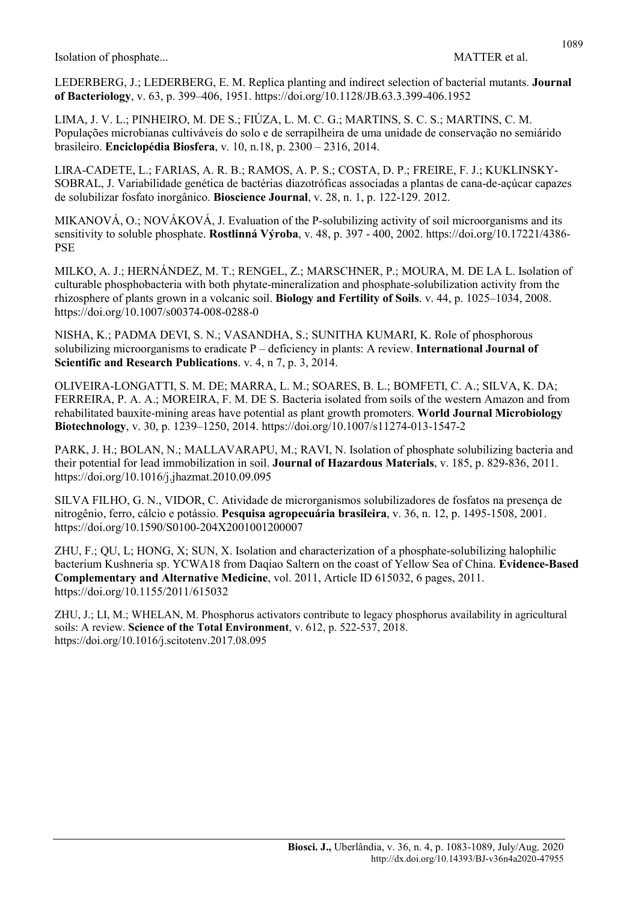LEDERBERG, J.; LEDERBERG, E. M. Replica planting and indirect selection of bacterial mutants. **Journal of Bacteriology**, v. 63, p. 399–406, 1951. https://doi.org/10.1128/JB.63.3.399-406.1952

LIMA, J. V. L.; PINHEIRO, M. DE S.; FIÚZA, L. M. C. G.; MARTINS, S. C. S.; MARTINS, C. M. Populações microbianas cultiváveis do solo e de serrapilheira de uma unidade de conservação no semiárido brasileiro. **Enciclopédia Biosfera**, v. 10, n.18, p. 2300 – 2316, 2014.

LIRA-CADETE, L.; FARIAS, A. R. B.; RAMOS, A. P. S.; COSTA, D. P.; FREIRE, F. J.; KUKLINSKY-SOBRAL, J. Variabilidade genética de bactérias diazotróficas associadas a plantas de cana-de-açúcar capazes de solubilizar fosfato inorgânico. **Bioscience Journal**, v. 28, n. 1, p. 122-129. 2012.

MIKANOVÁ, O.; NOVÁKOVÁ, J. Evaluation of the P-solubilizing activity of soil microorganisms and its sensitivity to soluble phosphate. **Rostlinná Výroba**, v. 48, p. 397 - 400, 2002. https://doi.org/10.17221/4386-PSE

MILKO, A. J.; HERNÁNDEZ, M. T.; RENGEL, Z.; MARSCHNER, P.; MOURA, M. DE LA L. Isolation of culturable phosphobacteria with both phytate-mineralization and phosphate-solubilization activity from the rhizosphere of plants grown in a volcanic soil. **Biology and Fertility of Soils**. v. 44, p. 1025–1034, 2008. https://doi.org/10.1007/s00374-008-0288-0

NISHA, K.; PADMA DEVI, S. N.; VASANDHA, S.; SUNITHA KUMARI, K. Role of phosphorous solubilizing microorganisms to eradicate P – deficiency in plants: A review. **International Journal of Scientific and Research Publications**. v. 4, n 7, p. 3, 2014.

OLIVEIRA-LONGATTI, S. M. DE; MARRA, L. M.; SOARES, B. L.; BOMFETI, C. A.; SILVA, K. DA; FERREIRA, P. A. A.; MOREIRA, F. M. DE S. Bacteria isolated from soils of the western Amazon and from rehabilitated bauxite-mining areas have potential as plant growth promoters. **World Journal Microbiology Biotechnology**, v. 30, p. 1239–1250, 2014. https://doi.org/10.1007/s11274-013-1547-2

PARK, J. H.; BOLAN, N.; MALLAVARAPU, M.; RAVI, N. Isolation of phosphate solubilizing bacteria and their potential for lead immobilization in soil. **Journal of Hazardous Materials**, v. 185, p. 829-836, 2011. https://doi.org/10.1016/j.jhazmat.2010.09.095

SILVA FILHO, G. N., VIDOR, C. Atividade de microrganismos solubilizadores de fosfatos na presença de nitrogênio, ferro, cálcio e potássio. **Pesquisa agropecuária brasileira**, v. 36, n. 12, p. 1495-1508, 2001. https://doi.org/10.1590/S0100-204X2001001200007

ZHU, F.; QU, L; HONG, X; SUN, X. Isolation and characterization of a phosphate-solubilizing halophilic bacterium Kushneria sp. YCWA18 from Daqiao Saltern on the coast of Yellow Sea of China. **Evidence-Based Complementary and Alternative Medicine**, vol. 2011, Article ID 615032, 6 pages, 2011. https://doi.org/10.1155/2011/615032

ZHU, J.; LI, M.; WHELAN, M. Phosphorus activators contribute to legacy phosphorus availability in agricultural soils: A review. **Science of the Total Environment**, v. 612, p. 522-537, 2018. https://doi.org/10.1016/j.scitotenv.2017.08.095